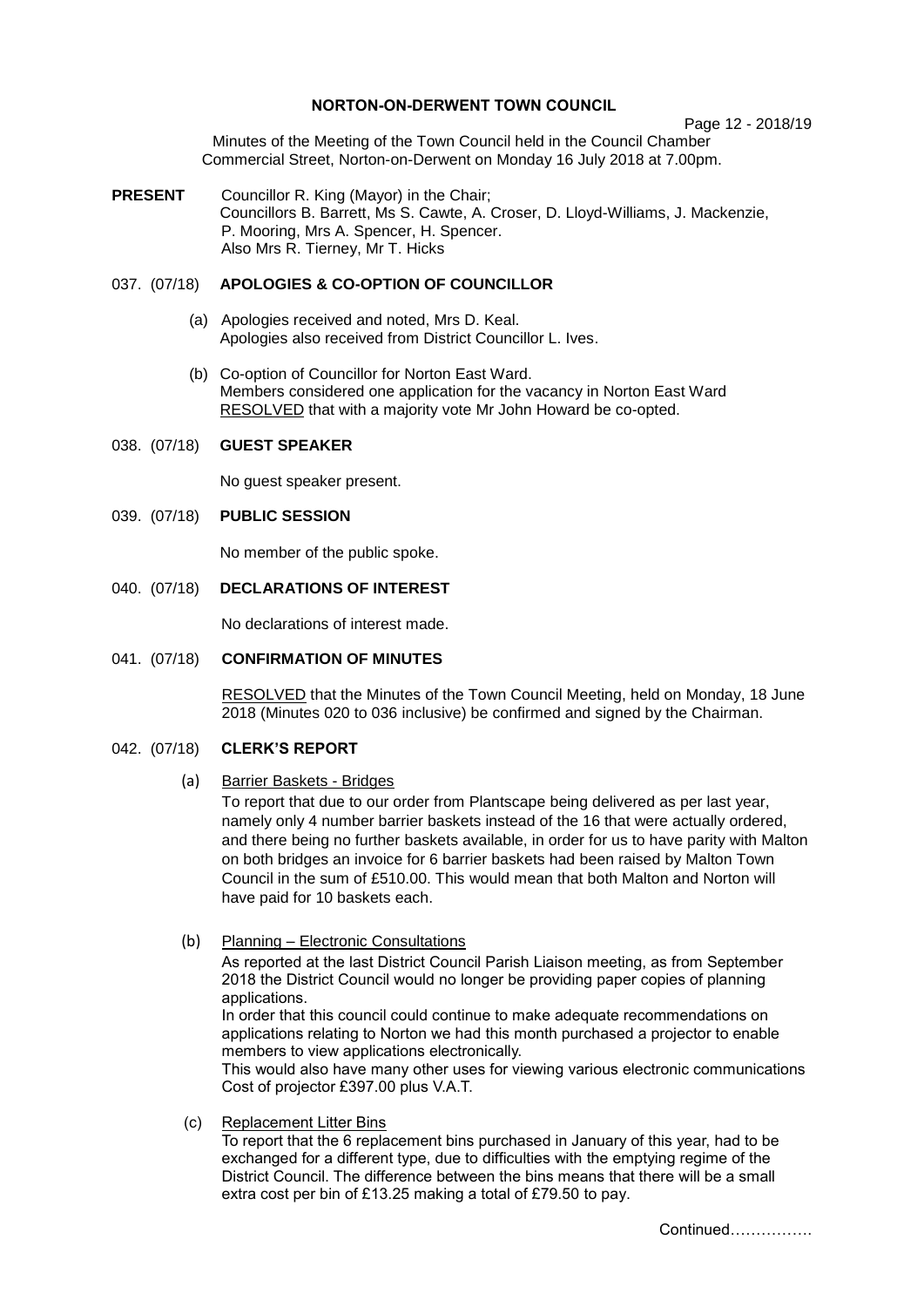# NORTON-ON-DERWENT TOWN COUNCIL

Minutes of the Meeting of the Town Council held in the Council Chamber Commercial Street, Norton-on-Derwent on Monday 16 July 2018 at 7.00pm.

**PRESENT** Councillor R. King (Mayor) in the Chair;
Councillors B. Barrett, Ms S. Cawte, A. Croser, D. Lloyd-Williams, J. Mackenzie, P. Mooring, Mrs A. Spencer, H. Spencer.
Also Mrs R. Tierney, Mr T. Hicks

## 037. (07/18) APOLOGIES & CO-OPTION OF COUNCILLOR

(a) Apologies received and noted, Mrs D. Keal.
Apologies also received from District Councillor L. Ives.

(b) Co-option of Councillor for Norton East Ward.
Members considered one application for the vacancy in Norton East Ward
RESOLVED that with a majority vote Mr John Howard be co-opted.

## 038. (07/18) GUEST SPEAKER

No guest speaker present.

## 039. (07/18) PUBLIC SESSION

No member of the public spoke.

## 040. (07/18) DECLARATIONS OF INTEREST

No declarations of interest made.

## 041. (07/18) CONFIRMATION OF MINUTES

RESOLVED that the Minutes of the Town Council Meeting, held on Monday, 18 June 2018 (Minutes 020 to 036 inclusive) be confirmed and signed by the Chairman.

## 042. (07/18) CLERK'S REPORT

(a) Barrier Baskets - Bridges

To report that due to our order from Plantscape being delivered as per last year, namely only 4 number barrier baskets instead of the 16 that were actually ordered, and there being no further baskets available, in order for us to have parity with Malton on both bridges an invoice for 6 barrier baskets had been raised by Malton Town Council in the sum of £510.00. This would mean that both Malton and Norton will have paid for 10 baskets each.

(b) Planning – Electronic Consultations

As reported at the last District Council Parish Liaison meeting, as from September 2018 the District Council would no longer be providing paper copies of planning applications.
In order that this council could continue to make adequate recommendations on applications relating to Norton we had this month purchased a projector to enable members to view applications electronically.
This would also have many other uses for viewing various electronic communications Cost of projector £397.00 plus V.A.T.

(c) Replacement Litter Bins

To report that the 6 replacement bins purchased in January of this year, had to be exchanged for a different type, due to difficulties with the emptying regime of the District Council. The difference between the bins means that there will be a small extra cost per bin of £13.25 making a total of £79.50 to pay.

Continued…………….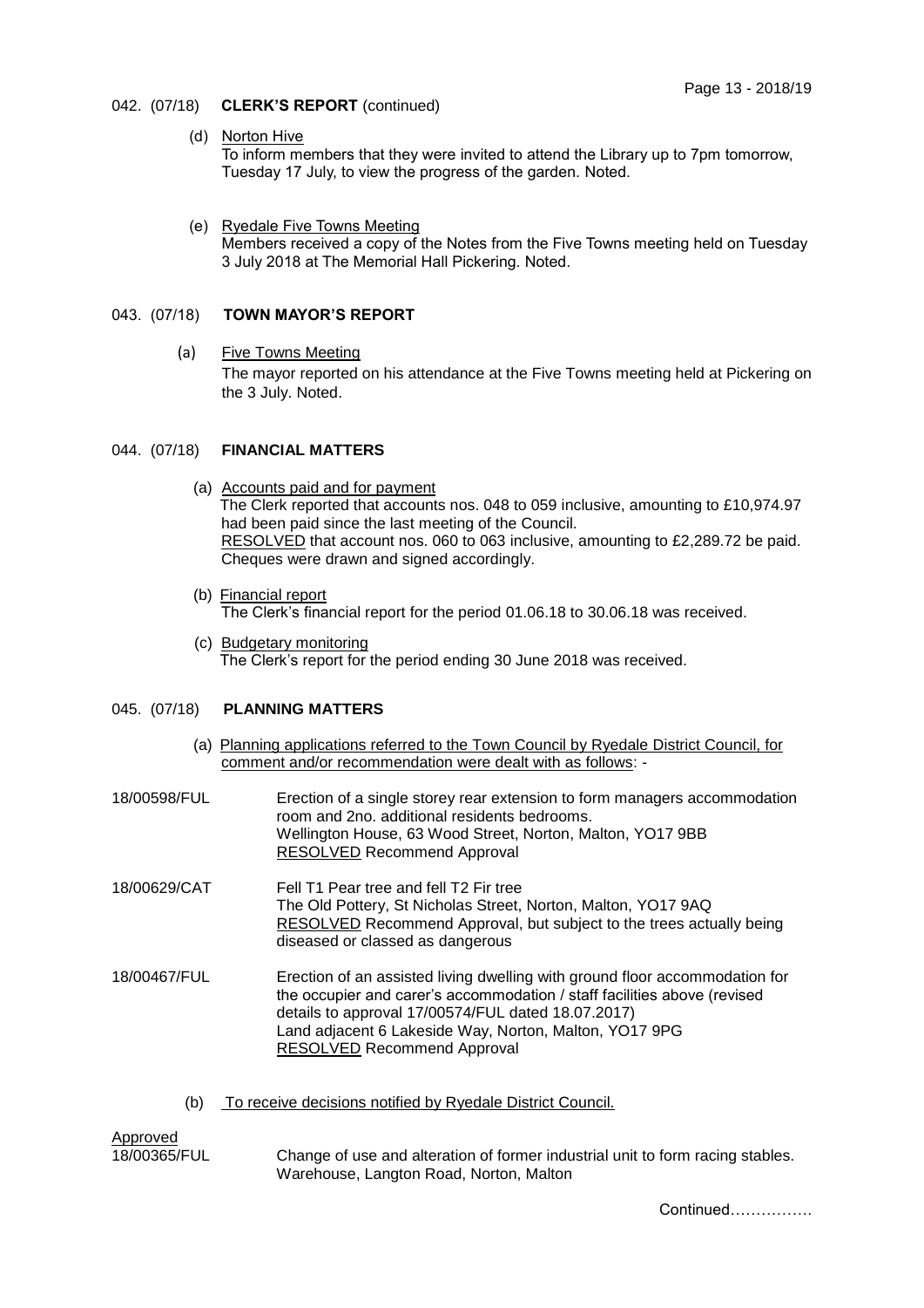042. (07/18) **CLERK'S REPORT** (continued)

(d) Norton Hive
To inform members that they were invited to attend the Library up to 7pm tomorrow, Tuesday 17 July, to view the progress of the garden. Noted.

(e) Ryedale Five Towns Meeting
Members received a copy of the Notes from the Five Towns meeting held on Tuesday 3 July 2018 at The Memorial Hall Pickering. Noted.

043. (07/18) **TOWN MAYOR'S REPORT**

(a) Five Towns Meeting
The mayor reported on his attendance at the Five Towns meeting held at Pickering on the 3 July. Noted.

044. (07/18) **FINANCIAL MATTERS**

(a) Accounts paid and for payment
The Clerk reported that accounts nos. 048 to 059 inclusive, amounting to £10,974.97 had been paid since the last meeting of the Council.
RESOLVED that account nos. 060 to 063 inclusive, amounting to £2,289.72 be paid. Cheques were drawn and signed accordingly.

(b) Financial report
The Clerk's financial report for the period 01.06.18 to 30.06.18 was received.

(c) Budgetary monitoring
The Clerk's report for the period ending 30 June 2018 was received.

045. (07/18) **PLANNING MATTERS**

(a) Planning applications referred to the Town Council by Ryedale District Council, for comment and/or recommendation were dealt with as follows: -

18/00598/FUL — Erection of a single storey rear extension to form managers accommodation room and 2no. additional residents bedrooms.
Wellington House, 63 Wood Street, Norton, Malton, YO17 9BB
RESOLVED Recommend Approval

18/00629/CAT — Fell T1 Pear tree and fell T2 Fir tree
The Old Pottery, St Nicholas Street, Norton, Malton, YO17 9AQ
RESOLVED Recommend Approval, but subject to the trees actually being diseased or classed as dangerous

18/00467/FUL — Erection of an assisted living dwelling with ground floor accommodation for the occupier and carer's accommodation / staff facilities above (revised details to approval 17/00574/FUL dated 18.07.2017)
Land adjacent 6 Lakeside Way, Norton, Malton, YO17 9PG
RESOLVED Recommend Approval

(b) To receive decisions notified by Ryedale District Council.

Approved

18/00365/FUL — Change of use and alteration of former industrial unit to form racing stables.
Warehouse, Langton Road, Norton, Malton

Continued…………….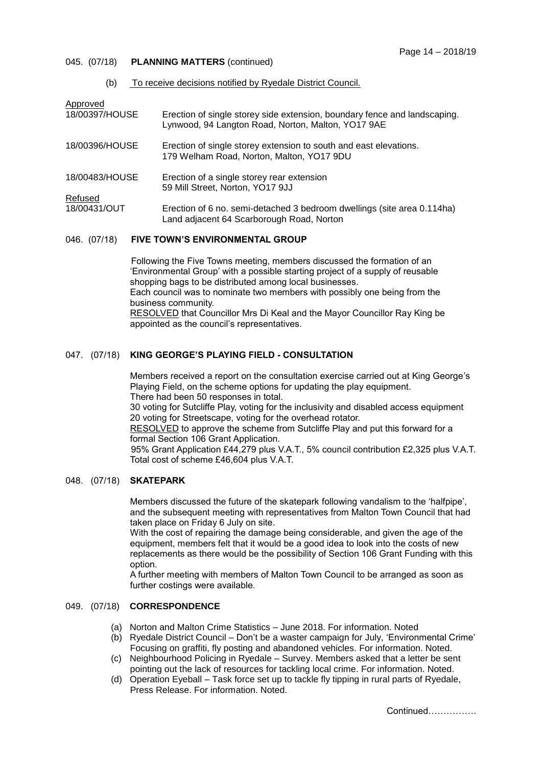### 045. (07/18) **PLANNING MATTERS** (continued)

(b) To receive decisions notified by Ryedale District Council.

Approved

| | |
|---|---|
| 18/00397/HOUSE | Erection of single storey side extension, boundary fence and landscaping. Lynwood, 94 Langton Road, Norton, Malton, YO17 9AE |
| 18/00396/HOUSE | Erection of single storey extension to south and east elevations. 179 Welham Road, Norton, Malton, YO17 9DU |
| 18/00483/HOUSE | Erection of a single storey rear extension 59 Mill Street, Norton, YO17 9JJ |

Refused

| | |
|---|---|
| 18/00431/OUT | Erection of 6 no. semi-detached 3 bedroom dwellings (site area 0.114ha) Land adjacent 64 Scarborough Road, Norton |

### 046. (07/18) **FIVE TOWN'S ENVIRONMENTAL GROUP**

Following the Five Towns meeting, members discussed the formation of an 'Environmental Group' with a possible starting project of a supply of reusable shopping bags to be distributed among local businesses.
Each council was to nominate two members with possibly one being from the business community.
RESOLVED that Councillor Mrs Di Keal and the Mayor Councillor Ray King be appointed as the council's representatives.

### 047. (07/18) **KING GEORGE'S PLAYING FIELD - CONSULTATION**

Members received a report on the consultation exercise carried out at King George's Playing Field, on the scheme options for updating the play equipment.
There had been 50 responses in total.
30 voting for Sutcliffe Play, voting for the inclusivity and disabled access equipment
20 voting for Streetscape, voting for the overhead rotator.
RESOLVED to approve the scheme from Sutcliffe Play and put this forward for a formal Section 106 Grant Application.
95% Grant Application £44,279 plus V.A.T., 5% council contribution £2,325 plus V.A.T.
Total cost of scheme £46,604 plus V.A.T.

### 048. (07/18) **SKATEPARK**

Members discussed the future of the skatepark following vandalism to the 'halfpipe', and the subsequent meeting with representatives from Malton Town Council that had taken place on Friday 6 July on site.
With the cost of repairing the damage being considerable, and given the age of the equipment, members felt that it would be a good idea to look into the costs of new replacements as there would be the possibility of Section 106 Grant Funding with this option.
A further meeting with members of Malton Town Council to be arranged as soon as further costings were available.

### 049. (07/18) **CORRESPONDENCE**

(a) Norton and Malton Crime Statistics – June 2018. For information. Noted
(b) Ryedale District Council – Don't be a waster campaign for July, 'Environmental Crime' Focusing on graffiti, fly posting and abandoned vehicles. For information. Noted.
(c) Neighbourhood Policing in Ryedale – Survey. Members asked that a letter be sent pointing out the lack of resources for tackling local crime. For information. Noted.
(d) Operation Eyeball – Task force set up to tackle fly tipping in rural parts of Ryedale, Press Release. For information. Noted.

Continued…………….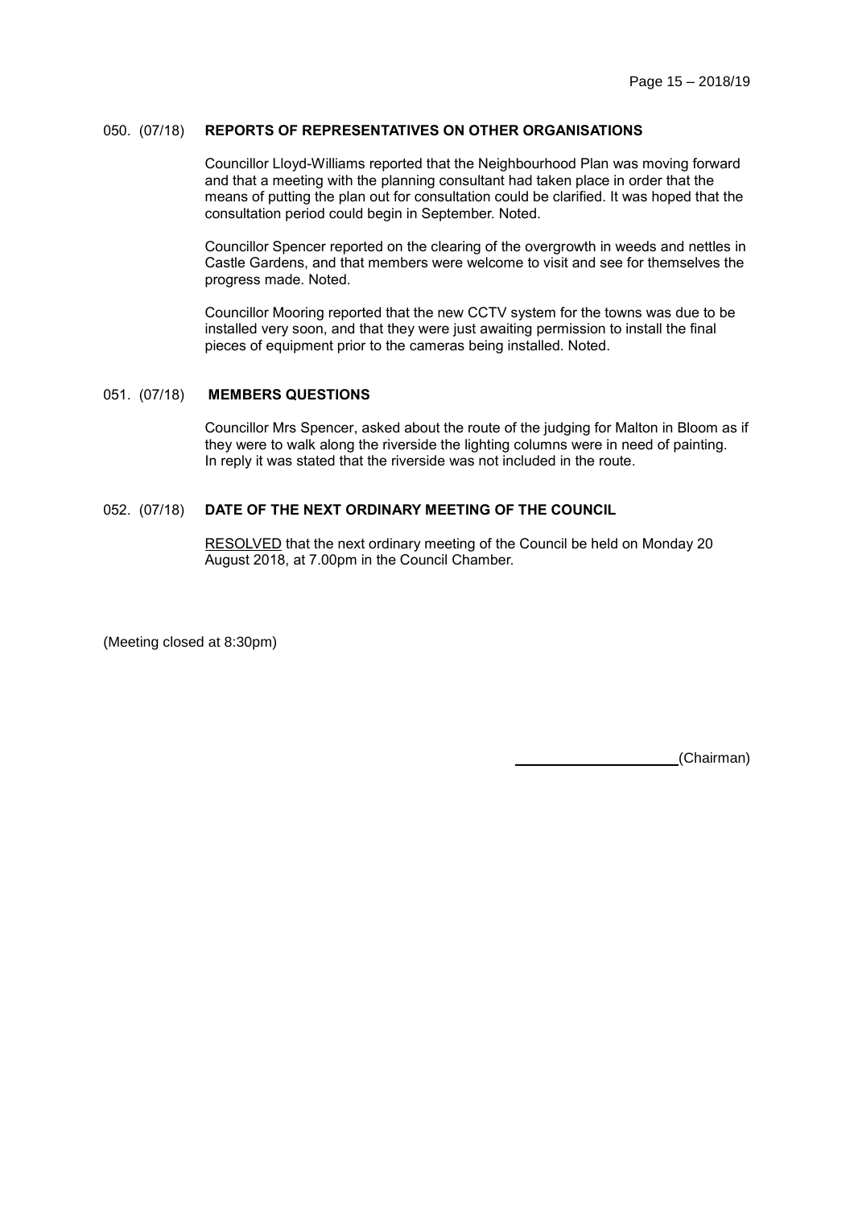050. (07/18) **REPORTS OF REPRESENTATIVES ON OTHER ORGANISATIONS**

Councillor Lloyd-Williams reported that the Neighbourhood Plan was moving forward and that a meeting with the planning consultant had taken place in order that the means of putting the plan out for consultation could be clarified. It was hoped that the consultation period could begin in September. Noted.

Councillor Spencer reported on the clearing of the overgrowth in weeds and nettles in Castle Gardens, and that members were welcome to visit and see for themselves the progress made. Noted.

Councillor Mooring reported that the new CCTV system for the towns was due to be installed very soon, and that they were just awaiting permission to install the final pieces of equipment prior to the cameras being installed. Noted.

051. (07/18) **MEMBERS QUESTIONS**

Councillor Mrs Spencer, asked about the route of the judging for Malton in Bloom as if they were to walk along the riverside the lighting columns were in need of painting. In reply it was stated that the riverside was not included in the route.

052. (07/18) **DATE OF THE NEXT ORDINARY MEETING OF THE COUNCIL**

RESOLVED that the next ordinary meeting of the Council be held on Monday 20 August 2018, at 7.00pm in the Council Chamber.

(Meeting closed at 8:30pm)

____________________ (Chairman)